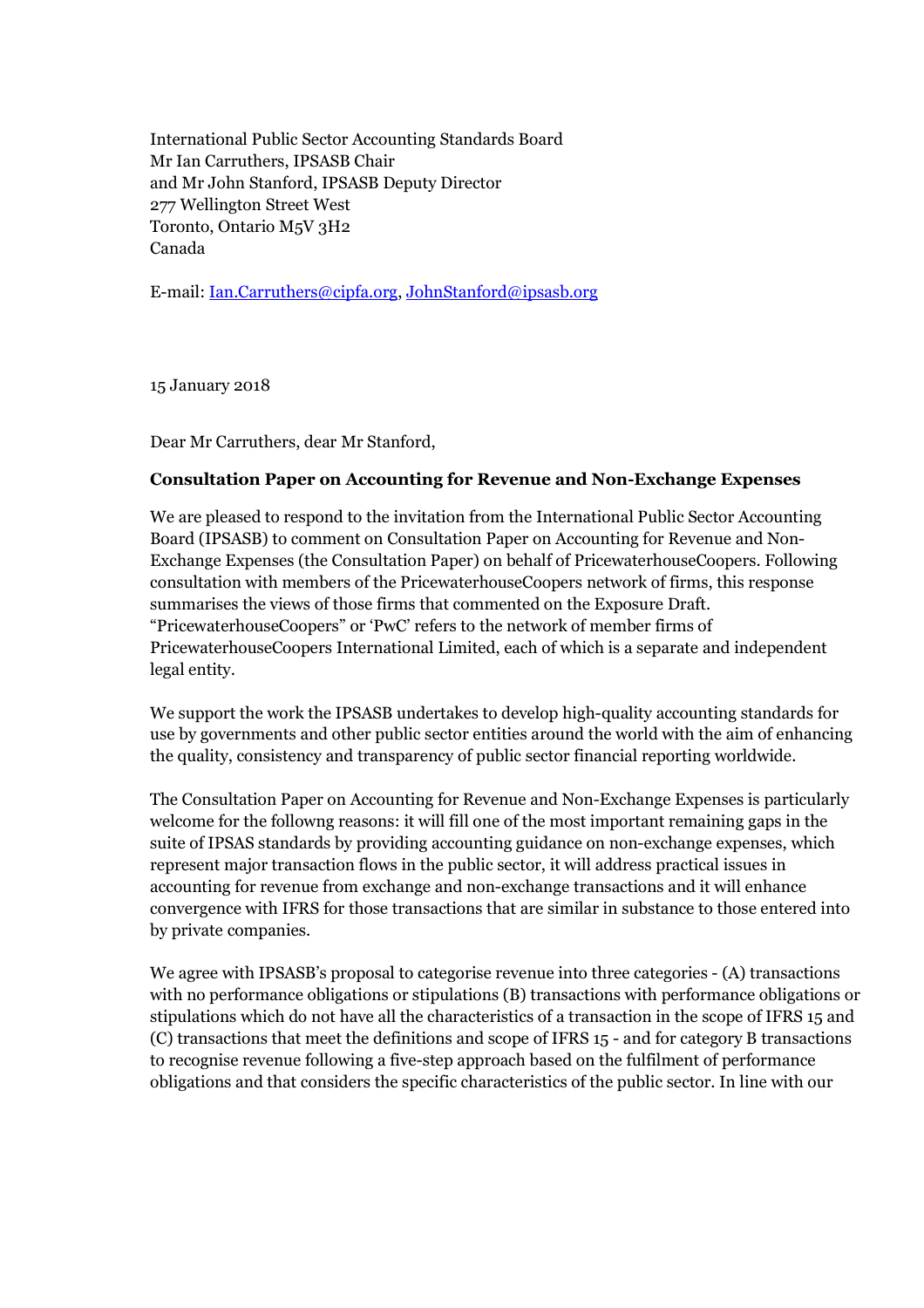International Public Sector Accounting Standards Board
Mr Ian Carruthers, IPSASB Chair
and Mr John Stanford, IPSASB Deputy Director
277 Wellington Street West
Toronto, Ontario M5V 3H2
Canada

E-mail: Ian.Carruthers@cipfa.org, JohnStanford@ipsasb.org

15 January 2018

Dear Mr Carruthers, dear Mr Stanford,

**Consultation Paper on Accounting for Revenue and Non-Exchange Expenses**

We are pleased to respond to the invitation from the International Public Sector Accounting Board (IPSASB) to comment on Consultation Paper on Accounting for Revenue and Non-Exchange Expenses (the Consultation Paper) on behalf of PricewaterhouseCoopers. Following consultation with members of the PricewaterhouseCoopers network of firms, this response summarises the views of those firms that commented on the Exposure Draft. "PricewaterhouseCoopers" or 'PwC' refers to the network of member firms of PricewaterhouseCoopers International Limited, each of which is a separate and independent legal entity.

We support the work the IPSASB undertakes to develop high-quality accounting standards for use by governments and other public sector entities around the world with the aim of enhancing the quality, consistency and transparency of public sector financial reporting worldwide.

The Consultation Paper on Accounting for Revenue and Non-Exchange Expenses is particularly welcome for the followng reasons: it will fill one of the most important remaining gaps in the suite of IPSAS standards by providing accounting guidance on non-exchange expenses, which represent major transaction flows in the public sector, it will address practical issues in accounting for revenue from exchange and non-exchange transactions and it will enhance convergence with IFRS for those transactions that are similar in substance to those entered into by private companies.

We agree with IPSASB's proposal to categorise revenue into three categories - (A) transactions with no performance obligations or stipulations (B) transactions with performance obligations or stipulations which do not have all the characteristics of a transaction in the scope of IFRS 15 and (C) transactions that meet the definitions and scope of IFRS 15 - and for category B transactions to recognise revenue following a five-step approach based on the fulfilment of performance obligations and that considers the specific characteristics of the public sector. In line with our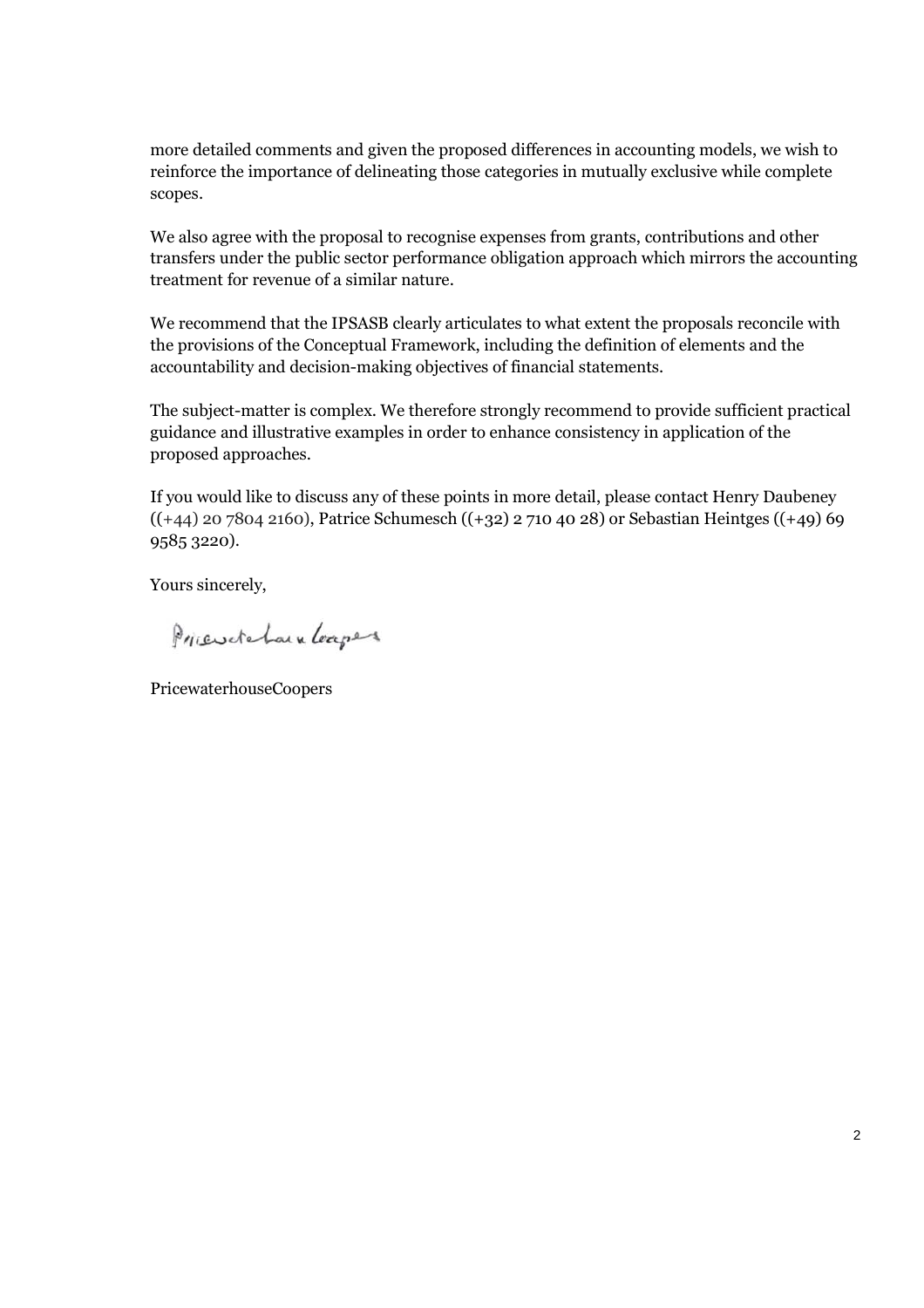more detailed comments and given the proposed differences in accounting models, we wish to reinforce the importance of delineating those categories in mutually exclusive while complete scopes.

We also agree with the proposal to recognise expenses from grants, contributions and other transfers under the public sector performance obligation approach which mirrors the accounting treatment for revenue of a similar nature.

We recommend that the IPSASB clearly articulates to what extent the proposals reconcile with the provisions of the Conceptual Framework, including the definition of elements and the accountability and decision-making objectives of financial statements.

The subject-matter is complex. We therefore strongly recommend to provide sufficient practical guidance and illustrative examples in order to enhance consistency in application of the proposed approaches.

If you would like to discuss any of these points in more detail, please contact Henry Daubeney ((+44) 20 7804 2160), Patrice Schumesch ((+32) 2 710 40 28) or Sebastian Heintges ((+49) 69 9585 3220).

Yours sincerely,

PricewaterhouseCoopers

PricewaterhouseCoopers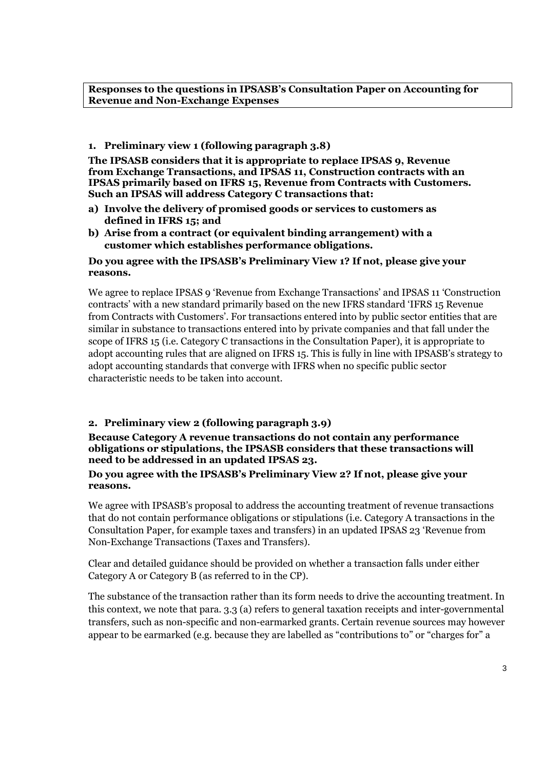**Responses to the questions in IPSASB's Consultation Paper on Accounting for Revenue and Non-Exchange Expenses**

**1. Preliminary view 1 (following paragraph 3.8)**

**The IPSASB considers that it is appropriate to replace IPSAS 9, Revenue from Exchange Transactions, and IPSAS 11, Construction contracts with an IPSAS primarily based on IFRS 15, Revenue from Contracts with Customers. Such an IPSAS will address Category C transactions that:**

- **a) Involve the delivery of promised goods or services to customers as defined in IFRS 15; and**
- **b) Arise from a contract (or equivalent binding arrangement) with a customer which establishes performance obligations.**

**Do you agree with the IPSASB's Preliminary View 1? If not, please give your reasons.**

We agree to replace IPSAS 9 'Revenue from Exchange Transactions' and IPSAS 11 'Construction contracts' with a new standard primarily based on the new IFRS standard 'IFRS 15 Revenue from Contracts with Customers'. For transactions entered into by public sector entities that are similar in substance to transactions entered into by private companies and that fall under the scope of IFRS 15 (i.e. Category C transactions in the Consultation Paper), it is appropriate to adopt accounting rules that are aligned on IFRS 15. This is fully in line with IPSASB's strategy to adopt accounting standards that converge with IFRS when no specific public sector characteristic needs to be taken into account.

**2. Preliminary view 2 (following paragraph 3.9)**

**Because Category A revenue transactions do not contain any performance obligations or stipulations, the IPSASB considers that these transactions will need to be addressed in an updated IPSAS 23.**

**Do you agree with the IPSASB's Preliminary View 2? If not, please give your reasons.**

We agree with IPSASB's proposal to address the accounting treatment of revenue transactions that do not contain performance obligations or stipulations (i.e. Category A transactions in the Consultation Paper, for example taxes and transfers) in an updated IPSAS 23 'Revenue from Non-Exchange Transactions (Taxes and Transfers).

Clear and detailed guidance should be provided on whether a transaction falls under either Category A or Category B (as referred to in the CP).

The substance of the transaction rather than its form needs to drive the accounting treatment. In this context, we note that para. 3.3 (a) refers to general taxation receipts and inter-governmental transfers, such as non-specific and non-earmarked grants. Certain revenue sources may however appear to be earmarked (e.g. because they are labelled as "contributions to" or "charges for" a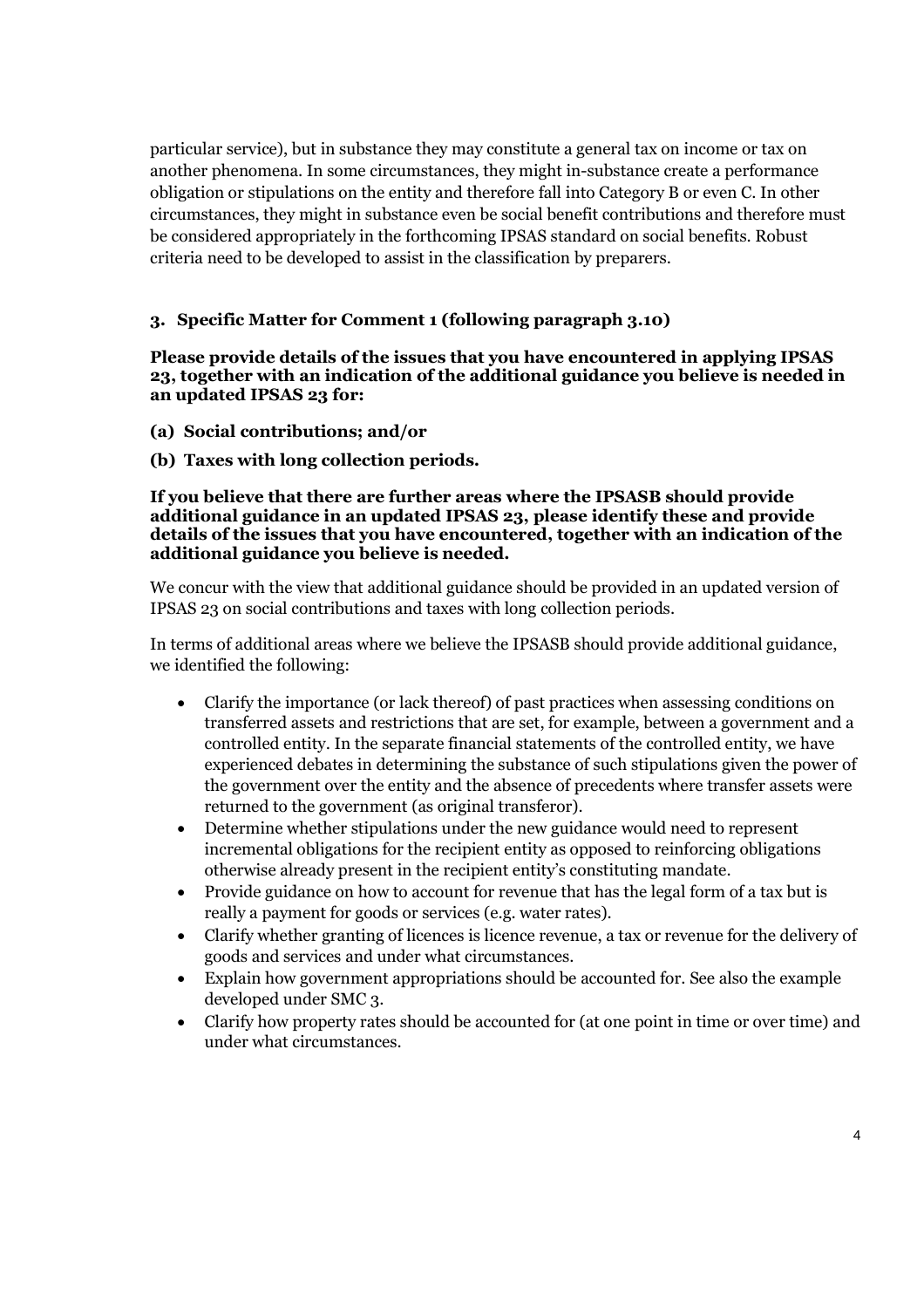particular service), but in substance they may constitute a general tax on income or tax on another phenomena. In some circumstances, they might in-substance create a performance obligation or stipulations on the entity and therefore fall into Category B or even C. In other circumstances, they might in substance even be social benefit contributions and therefore must be considered appropriately in the forthcoming IPSAS standard on social benefits. Robust criteria need to be developed to assist in the classification by preparers.

## 3. Specific Matter for Comment 1 (following paragraph 3.10)

**Please provide details of the issues that you have encountered in applying IPSAS 23, together with an indication of the additional guidance you believe is needed in an updated IPSAS 23 for:**

**(a) Social contributions; and/or**

**(b) Taxes with long collection periods.**

**If you believe that there are further areas where the IPSASB should provide additional guidance in an updated IPSAS 23, please identify these and provide details of the issues that you have encountered, together with an indication of the additional guidance you believe is needed.**

We concur with the view that additional guidance should be provided in an updated version of IPSAS 23 on social contributions and taxes with long collection periods.

In terms of additional areas where we believe the IPSASB should provide additional guidance, we identified the following:

- Clarify the importance (or lack thereof) of past practices when assessing conditions on transferred assets and restrictions that are set, for example, between a government and a controlled entity. In the separate financial statements of the controlled entity, we have experienced debates in determining the substance of such stipulations given the power of the government over the entity and the absence of precedents where transfer assets were returned to the government (as original transferor).
- Determine whether stipulations under the new guidance would need to represent incremental obligations for the recipient entity as opposed to reinforcing obligations otherwise already present in the recipient entity's constituting mandate.
- Provide guidance on how to account for revenue that has the legal form of a tax but is really a payment for goods or services (e.g. water rates).
- Clarify whether granting of licences is licence revenue, a tax or revenue for the delivery of goods and services and under what circumstances.
- Explain how government appropriations should be accounted for. See also the example developed under SMC 3.
- Clarify how property rates should be accounted for (at one point in time or over time) and under what circumstances.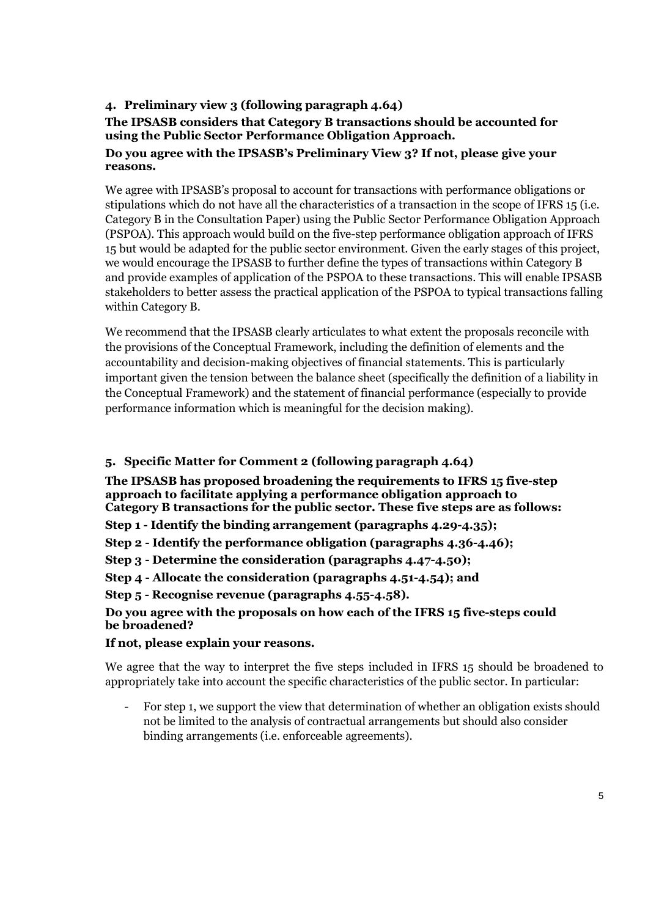## 4. Preliminary view 3 (following paragraph 4.64)

**The IPSASB considers that Category B transactions should be accounted for using the Public Sector Performance Obligation Approach.**

**Do you agree with the IPSASB's Preliminary View 3? If not, please give your reasons.**

We agree with IPSASB's proposal to account for transactions with performance obligations or stipulations which do not have all the characteristics of a transaction in the scope of IFRS 15 (i.e. Category B in the Consultation Paper) using the Public Sector Performance Obligation Approach (PSPOA). This approach would build on the five-step performance obligation approach of IFRS 15 but would be adapted for the public sector environment. Given the early stages of this project, we would encourage the IPSASB to further define the types of transactions within Category B and provide examples of application of the PSPOA to these transactions. This will enable IPSASB stakeholders to better assess the practical application of the PSPOA to typical transactions falling within Category B.

We recommend that the IPSASB clearly articulates to what extent the proposals reconcile with the provisions of the Conceptual Framework, including the definition of elements and the accountability and decision-making objectives of financial statements. This is particularly important given the tension between the balance sheet (specifically the definition of a liability in the Conceptual Framework) and the statement of financial performance (especially to provide performance information which is meaningful for the decision making).

## 5. Specific Matter for Comment 2 (following paragraph 4.64)

**The IPSASB has proposed broadening the requirements to IFRS 15 five-step approach to facilitate applying a performance obligation approach to Category B transactions for the public sector. These five steps are as follows:**

**Step 1 - Identify the binding arrangement (paragraphs 4.29-4.35);**

**Step 2 - Identify the performance obligation (paragraphs 4.36-4.46);**

**Step 3 - Determine the consideration (paragraphs 4.47-4.50);**

**Step 4 - Allocate the consideration (paragraphs 4.51-4.54); and**

**Step 5 - Recognise revenue (paragraphs 4.55-4.58).**

**Do you agree with the proposals on how each of the IFRS 15 five-steps could be broadened?**

**If not, please explain your reasons.**

We agree that the way to interpret the five steps included in IFRS 15 should be broadened to appropriately take into account the specific characteristics of the public sector. In particular:

- For step 1, we support the view that determination of whether an obligation exists should not be limited to the analysis of contractual arrangements but should also consider binding arrangements (i.e. enforceable agreements).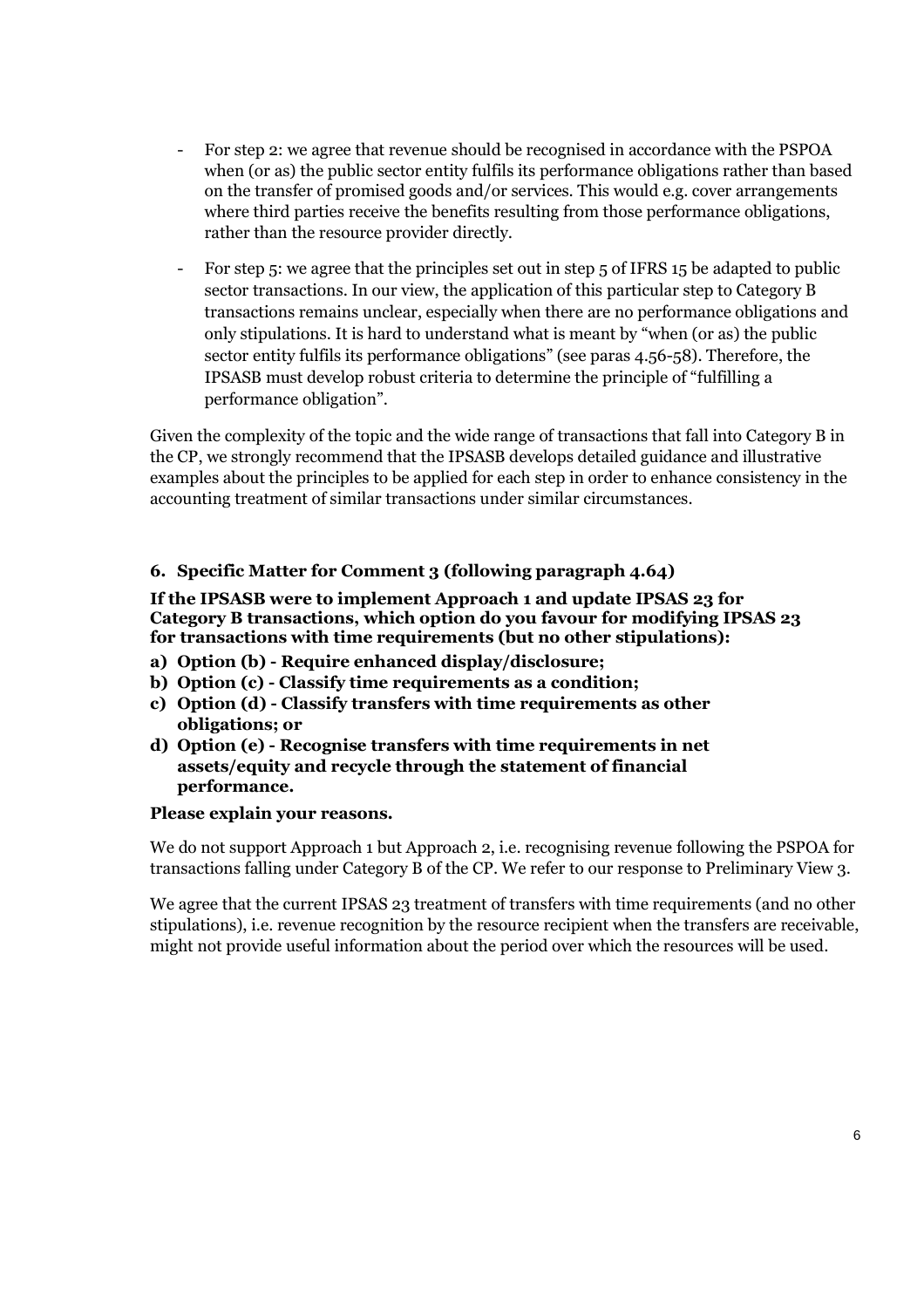- For step 2: we agree that revenue should be recognised in accordance with the PSPOA when (or as) the public sector entity fulfils its performance obligations rather than based on the transfer of promised goods and/or services. This would e.g. cover arrangements where third parties receive the benefits resulting from those performance obligations, rather than the resource provider directly.
- For step 5: we agree that the principles set out in step 5 of IFRS 15 be adapted to public sector transactions. In our view, the application of this particular step to Category B transactions remains unclear, especially when there are no performance obligations and only stipulations. It is hard to understand what is meant by "when (or as) the public sector entity fulfils its performance obligations" (see paras 4.56-58). Therefore, the IPSASB must develop robust criteria to determine the principle of "fulfilling a performance obligation".

Given the complexity of the topic and the wide range of transactions that fall into Category B in the CP, we strongly recommend that the IPSASB develops detailed guidance and illustrative examples about the principles to be applied for each step in order to enhance consistency in the accounting treatment of similar transactions under similar circumstances.

### 6. Specific Matter for Comment 3 (following paragraph 4.64)

**If the IPSASB were to implement Approach 1 and update IPSAS 23 for Category B transactions, which option do you favour for modifying IPSAS 23 for transactions with time requirements (but no other stipulations):**

**a) Option (b) - Require enhanced display/disclosure;**

**b) Option (c) - Classify time requirements as a condition;**

**c) Option (d) - Classify transfers with time requirements as other obligations; or**

**d) Option (e) - Recognise transfers with time requirements in net assets/equity and recycle through the statement of financial performance.**

**Please explain your reasons.**

We do not support Approach 1 but Approach 2, i.e. recognising revenue following the PSPOA for transactions falling under Category B of the CP. We refer to our response to Preliminary View 3.

We agree that the current IPSAS 23 treatment of transfers with time requirements (and no other stipulations), i.e. revenue recognition by the resource recipient when the transfers are receivable, might not provide useful information about the period over which the resources will be used.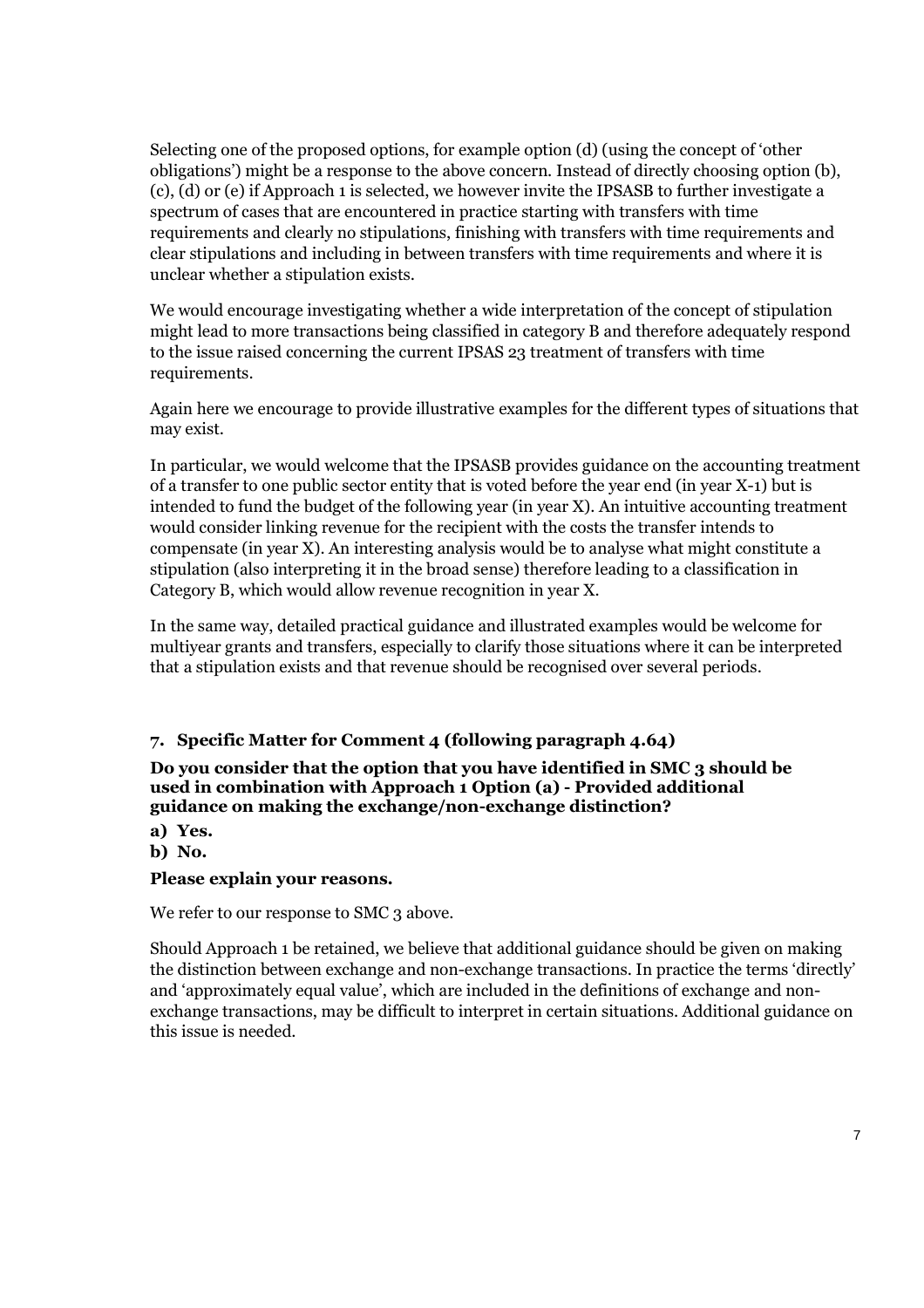Selecting one of the proposed options, for example option (d) (using the concept of 'other obligations') might be a response to the above concern. Instead of directly choosing option (b), (c), (d) or (e) if Approach 1 is selected, we however invite the IPSASB to further investigate a spectrum of cases that are encountered in practice starting with transfers with time requirements and clearly no stipulations, finishing with transfers with time requirements and clear stipulations and including in between transfers with time requirements and where it is unclear whether a stipulation exists.

We would encourage investigating whether a wide interpretation of the concept of stipulation might lead to more transactions being classified in category B and therefore adequately respond to the issue raised concerning the current IPSAS 23 treatment of transfers with time requirements.

Again here we encourage to provide illustrative examples for the different types of situations that may exist.

In particular, we would welcome that the IPSASB provides guidance on the accounting treatment of a transfer to one public sector entity that is voted before the year end (in year X-1) but is intended to fund the budget of the following year (in year X). An intuitive accounting treatment would consider linking revenue for the recipient with the costs the transfer intends to compensate (in year X). An interesting analysis would be to analyse what might constitute a stipulation (also interpreting it in the broad sense) therefore leading to a classification in Category B, which would allow revenue recognition in year X.

In the same way, detailed practical guidance and illustrated examples would be welcome for multiyear grants and transfers, especially to clarify those situations where it can be interpreted that a stipulation exists and that revenue should be recognised over several periods.

## 7. Specific Matter for Comment 4 (following paragraph 4.64)

**Do you consider that the option that you have identified in SMC 3 should be used in combination with Approach 1 Option (a) - Provided additional guidance on making the exchange/non-exchange distinction?**

**a) Yes.**

**b) No.**

**Please explain your reasons.**

We refer to our response to SMC 3 above.

Should Approach 1 be retained, we believe that additional guidance should be given on making the distinction between exchange and non-exchange transactions. In practice the terms 'directly' and 'approximately equal value', which are included in the definitions of exchange and non-exchange transactions, may be difficult to interpret in certain situations. Additional guidance on this issue is needed.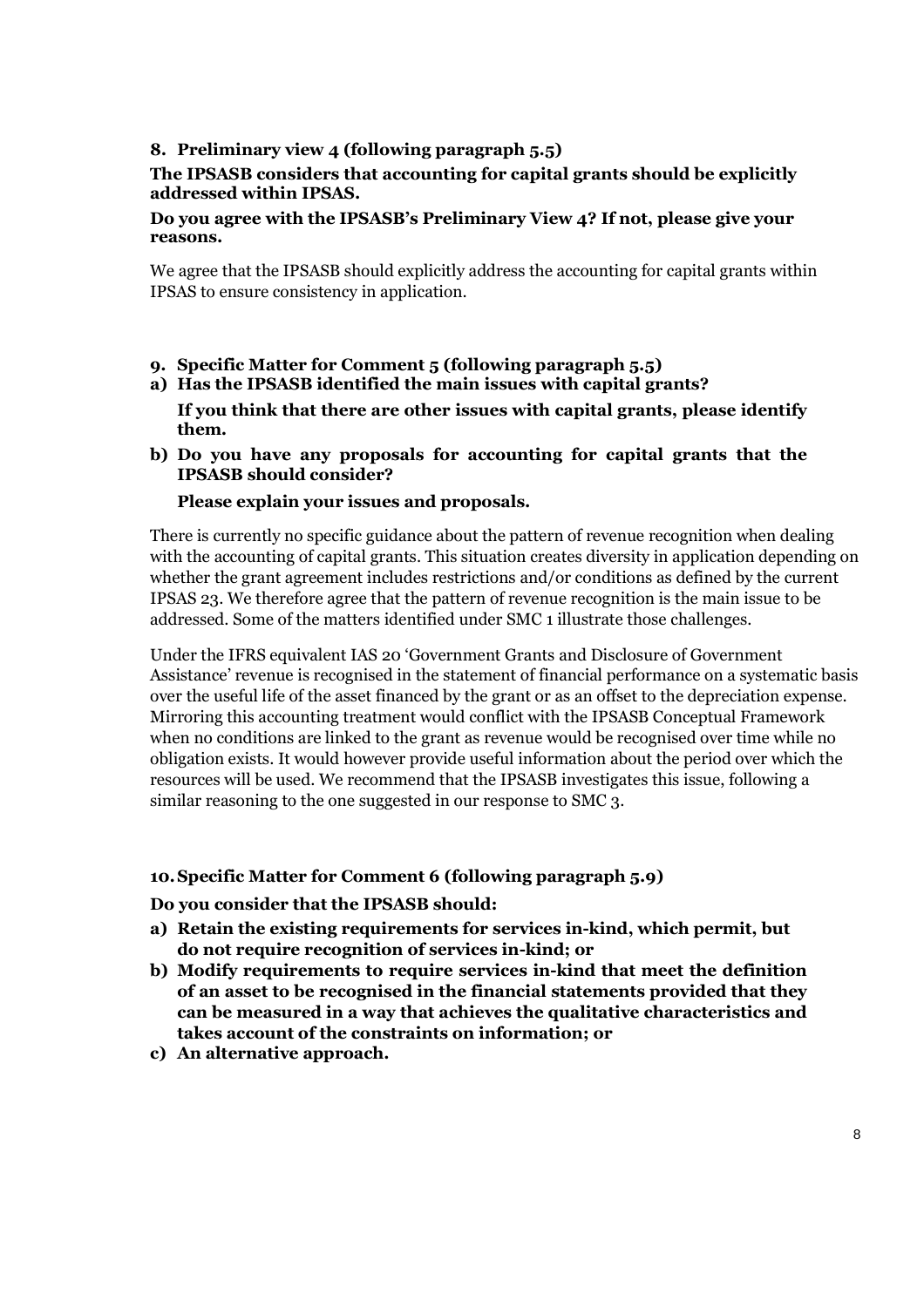**8. Preliminary view 4 (following paragraph 5.5)**

**The IPSASB considers that accounting for capital grants should be explicitly addressed within IPSAS.**

**Do you agree with the IPSASB's Preliminary View 4? If not, please give your reasons.**

We agree that the IPSASB should explicitly address the accounting for capital grants within IPSAS to ensure consistency in application.

**9. Specific Matter for Comment 5 (following paragraph 5.5)**

**a) Has the IPSASB identified the main issues with capital grants?**

**If you think that there are other issues with capital grants, please identify them.**

**b) Do you have any proposals for accounting for capital grants that the IPSASB should consider?**

**Please explain your issues and proposals.**

There is currently no specific guidance about the pattern of revenue recognition when dealing with the accounting of capital grants. This situation creates diversity in application depending on whether the grant agreement includes restrictions and/or conditions as defined by the current IPSAS 23. We therefore agree that the pattern of revenue recognition is the main issue to be addressed. Some of the matters identified under SMC 1 illustrate those challenges.

Under the IFRS equivalent IAS 20 'Government Grants and Disclosure of Government Assistance' revenue is recognised in the statement of financial performance on a systematic basis over the useful life of the asset financed by the grant or as an offset to the depreciation expense. Mirroring this accounting treatment would conflict with the IPSASB Conceptual Framework when no conditions are linked to the grant as revenue would be recognised over time while no obligation exists. It would however provide useful information about the period over which the resources will be used. We recommend that the IPSASB investigates this issue, following a similar reasoning to the one suggested in our response to SMC 3.

**10. Specific Matter for Comment 6 (following paragraph 5.9)**

**Do you consider that the IPSASB should:**

**a) Retain the existing requirements for services in-kind, which permit, but do not require recognition of services in-kind; or**

**b) Modify requirements to require services in-kind that meet the definition of an asset to be recognised in the financial statements provided that they can be measured in a way that achieves the qualitative characteristics and takes account of the constraints on information; or**

**c) An alternative approach.**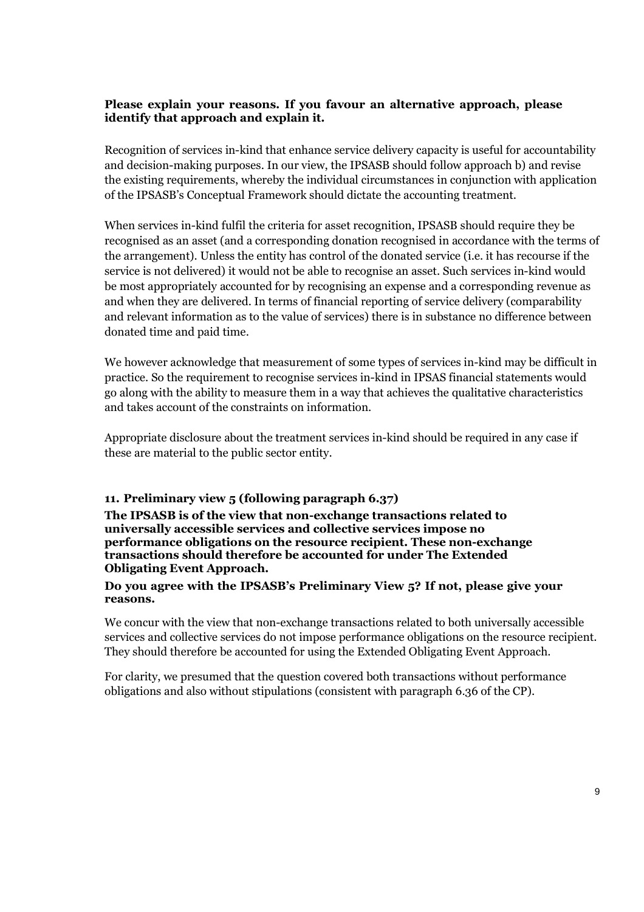**Please explain your reasons. If you favour an alternative approach, please identify that approach and explain it.**

Recognition of services in-kind that enhance service delivery capacity is useful for accountability and decision-making purposes. In our view, the IPSASB should follow approach b) and revise the existing requirements, whereby the individual circumstances in conjunction with application of the IPSASB's Conceptual Framework should dictate the accounting treatment.

When services in-kind fulfil the criteria for asset recognition, IPSASB should require they be recognised as an asset (and a corresponding donation recognised in accordance with the terms of the arrangement). Unless the entity has control of the donated service (i.e. it has recourse if the service is not delivered) it would not be able to recognise an asset. Such services in-kind would be most appropriately accounted for by recognising an expense and a corresponding revenue as and when they are delivered. In terms of financial reporting of service delivery (comparability and relevant information as to the value of services) there is in substance no difference between donated time and paid time.

We however acknowledge that measurement of some types of services in-kind may be difficult in practice. So the requirement to recognise services in-kind in IPSAS financial statements would go along with the ability to measure them in a way that achieves the qualitative characteristics and takes account of the constraints on information.

Appropriate disclosure about the treatment services in-kind should be required in any case if these are material to the public sector entity.

**11. Preliminary view 5 (following paragraph 6.37)**

**The IPSASB is of the view that non-exchange transactions related to universally accessible services and collective services impose no performance obligations on the resource recipient. These non-exchange transactions should therefore be accounted for under The Extended Obligating Event Approach.**

**Do you agree with the IPSASB's Preliminary View 5? If not, please give your reasons.**

We concur with the view that non-exchange transactions related to both universally accessible services and collective services do not impose performance obligations on the resource recipient. They should therefore be accounted for using the Extended Obligating Event Approach.

For clarity, we presumed that the question covered both transactions without performance obligations and also without stipulations (consistent with paragraph 6.36 of the CP).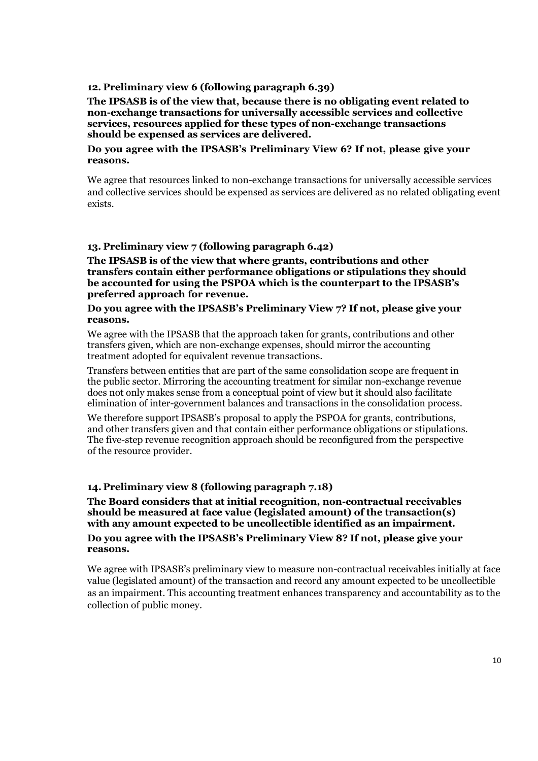### 12. Preliminary view 6 (following paragraph 6.39)

**The IPSASB is of the view that, because there is no obligating event related to non-exchange transactions for universally accessible services and collective services, resources applied for these types of non-exchange transactions should be expensed as services are delivered.**

**Do you agree with the IPSASB's Preliminary View 6? If not, please give your reasons.**

We agree that resources linked to non-exchange transactions for universally accessible services and collective services should be expensed as services are delivered as no related obligating event exists.

### 13. Preliminary view 7 (following paragraph 6.42)

**The IPSASB is of the view that where grants, contributions and other transfers contain either performance obligations or stipulations they should be accounted for using the PSPOA which is the counterpart to the IPSASB's preferred approach for revenue.**

**Do you agree with the IPSASB's Preliminary View 7? If not, please give your reasons.**

We agree with the IPSASB that the approach taken for grants, contributions and other transfers given, which are non-exchange expenses, should mirror the accounting treatment adopted for equivalent revenue transactions.

Transfers between entities that are part of the same consolidation scope are frequent in the public sector. Mirroring the accounting treatment for similar non-exchange revenue does not only makes sense from a conceptual point of view but it should also facilitate elimination of inter-government balances and transactions in the consolidation process.

We therefore support IPSASB's proposal to apply the PSPOA for grants, contributions, and other transfers given and that contain either performance obligations or stipulations. The five-step revenue recognition approach should be reconfigured from the perspective of the resource provider.

### 14. Preliminary view 8 (following paragraph 7.18)

**The Board considers that at initial recognition, non-contractual receivables should be measured at face value (legislated amount) of the transaction(s) with any amount expected to be uncollectible identified as an impairment.**

**Do you agree with the IPSASB's Preliminary View 8? If not, please give your reasons.**

We agree with IPSASB's preliminary view to measure non-contractual receivables initially at face value (legislated amount) of the transaction and record any amount expected to be uncollectible as an impairment. This accounting treatment enhances transparency and accountability as to the collection of public money.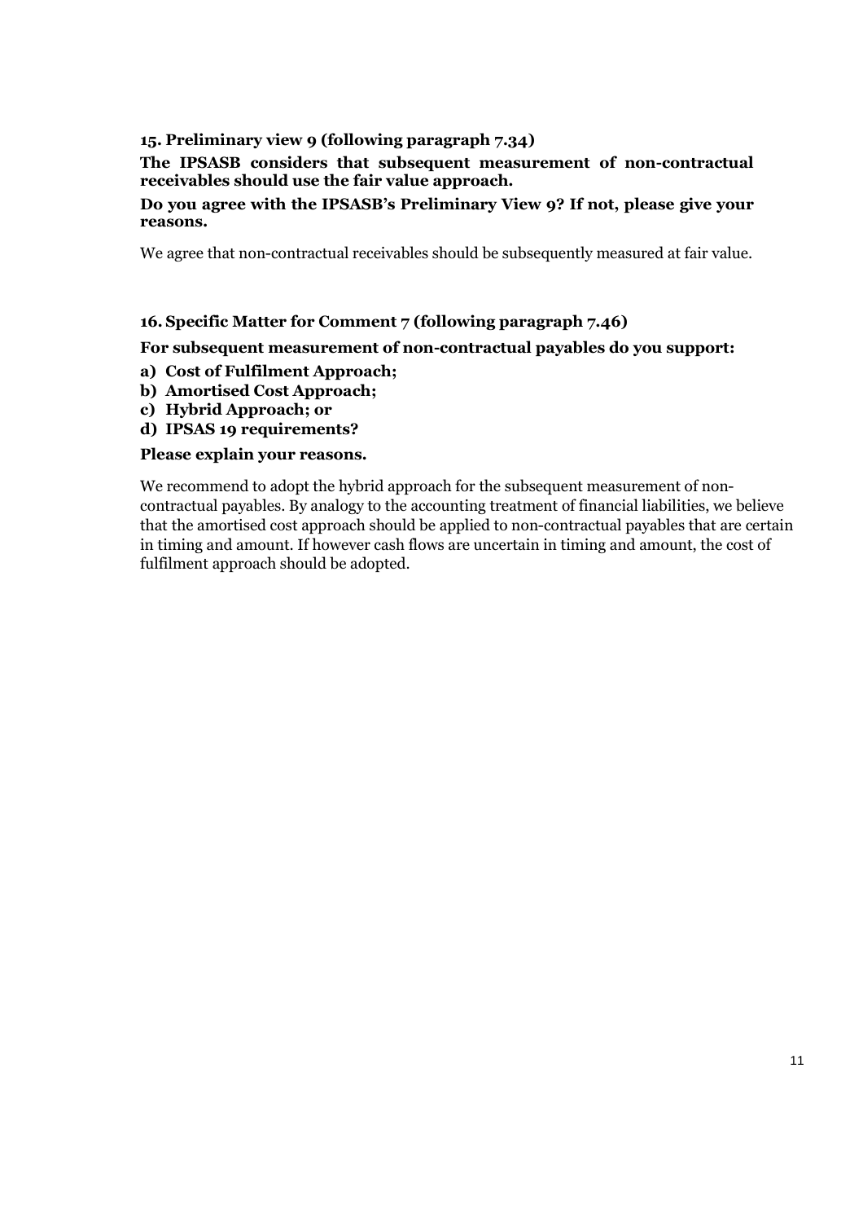### 15. Preliminary view 9 (following paragraph 7.34)

**The IPSASB considers that subsequent measurement of non-contractual receivables should use the fair value approach.**

**Do you agree with the IPSASB's Preliminary View 9? If not, please give your reasons.**

We agree that non-contractual receivables should be subsequently measured at fair value.

### 16. Specific Matter for Comment 7 (following paragraph 7.46)

**For subsequent measurement of non-contractual payables do you support:**

- **a) Cost of Fulfilment Approach;**
- **b) Amortised Cost Approach;**
- **c) Hybrid Approach; or**
- **d) IPSAS 19 requirements?**

**Please explain your reasons.**

We recommend to adopt the hybrid approach for the subsequent measurement of non-contractual payables. By analogy to the accounting treatment of financial liabilities, we believe that the amortised cost approach should be applied to non-contractual payables that are certain in timing and amount. If however cash flows are uncertain in timing and amount, the cost of fulfilment approach should be adopted.